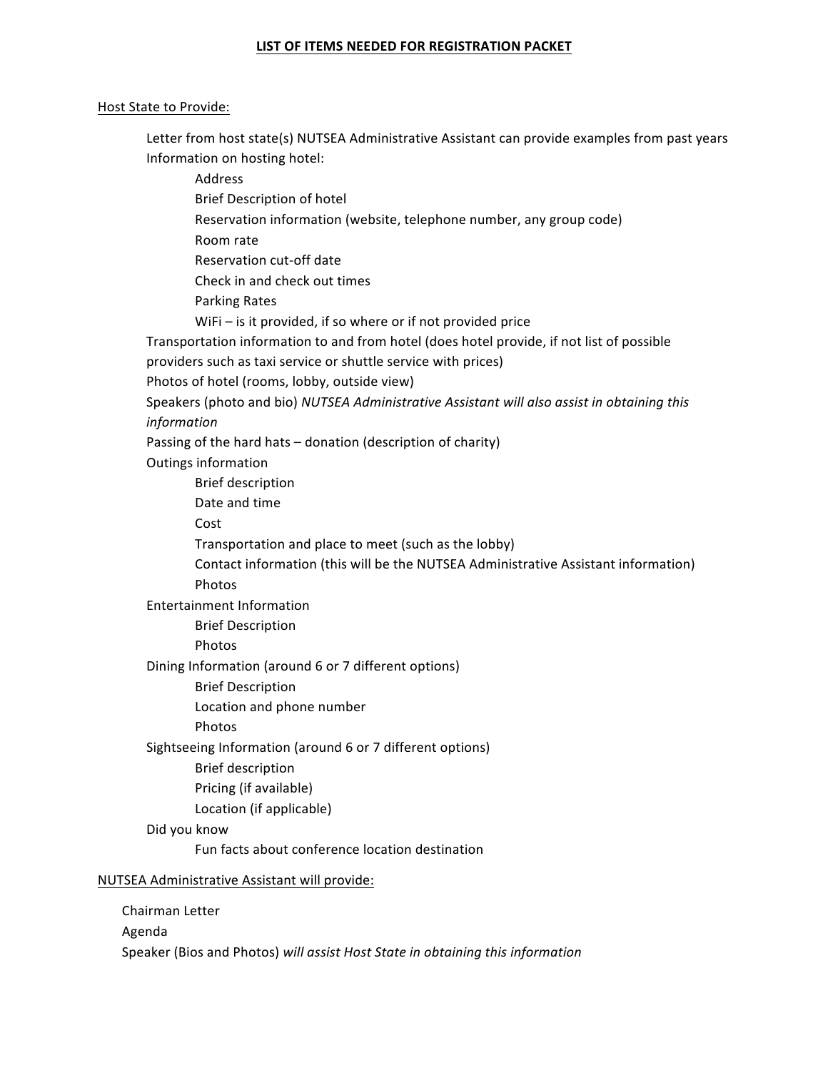# LIST OF ITEMS NEEDED FOR REGISTRATION PACKET

Host State to Provide:

- Letter from host state(s) NUTSEA Administrative Assistant can provide examples from past years
- Information on hosting hotel:
  - Address
  - Brief Description of hotel
  - Reservation information (website, telephone number, any group code)
  - Room rate
  - Reservation cut-off date
  - Check in and check out times
  - Parking Rates
  - WiFi – is it provided, if so where or if not provided price
- Transportation information to and from hotel (does hotel provide, if not list of possible providers such as taxi service or shuttle service with prices)
- Photos of hotel (rooms, lobby, outside view)
- Speakers (photo and bio) *NUTSEA Administrative Assistant will also assist in obtaining this information*
- Passing of the hard hats – donation (description of charity)
- Outings information
  - Brief description
  - Date and time
  - Cost
  - Transportation and place to meet (such as the lobby)
  - Contact information (this will be the NUTSEA Administrative Assistant information)
  - Photos
- Entertainment Information
  - Brief Description
  - Photos
- Dining Information (around 6 or 7 different options)
  - Brief Description
  - Location and phone number
  - Photos
- Sightseeing Information (around 6 or 7 different options)
  - Brief description
  - Pricing (if available)
  - Location (if applicable)
- Did you know
  - Fun facts about conference location destination

NUTSEA Administrative Assistant will provide:

- Chairman Letter
- Agenda
- Speaker (Bios and Photos) *will assist Host State in obtaining this information*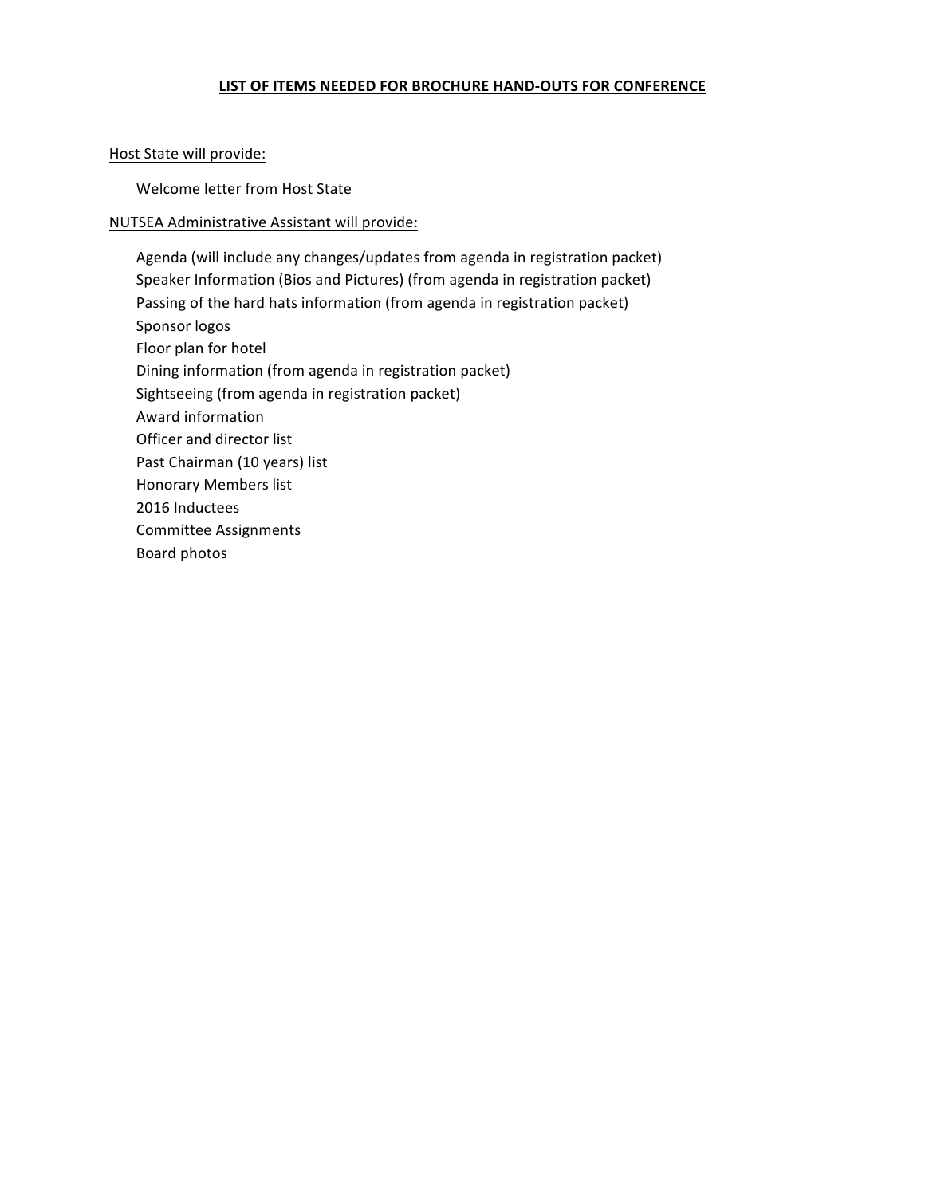# LIST OF ITEMS NEEDED FOR BROCHURE HAND-OUTS FOR CONFERENCE

Host State will provide:

- Welcome letter from Host State

NUTSEA Administrative Assistant will provide:

- Agenda (will include any changes/updates from agenda in registration packet)
- Speaker Information (Bios and Pictures) (from agenda in registration packet)
- Passing of the hard hats information (from agenda in registration packet)
- Sponsor logos
- Floor plan for hotel
- Dining information (from agenda in registration packet)
- Sightseeing (from agenda in registration packet)
- Award information
- Officer and director list
- Past Chairman (10 years) list
- Honorary Members list
- 2016 Inductees
- Committee Assignments
- Board photos